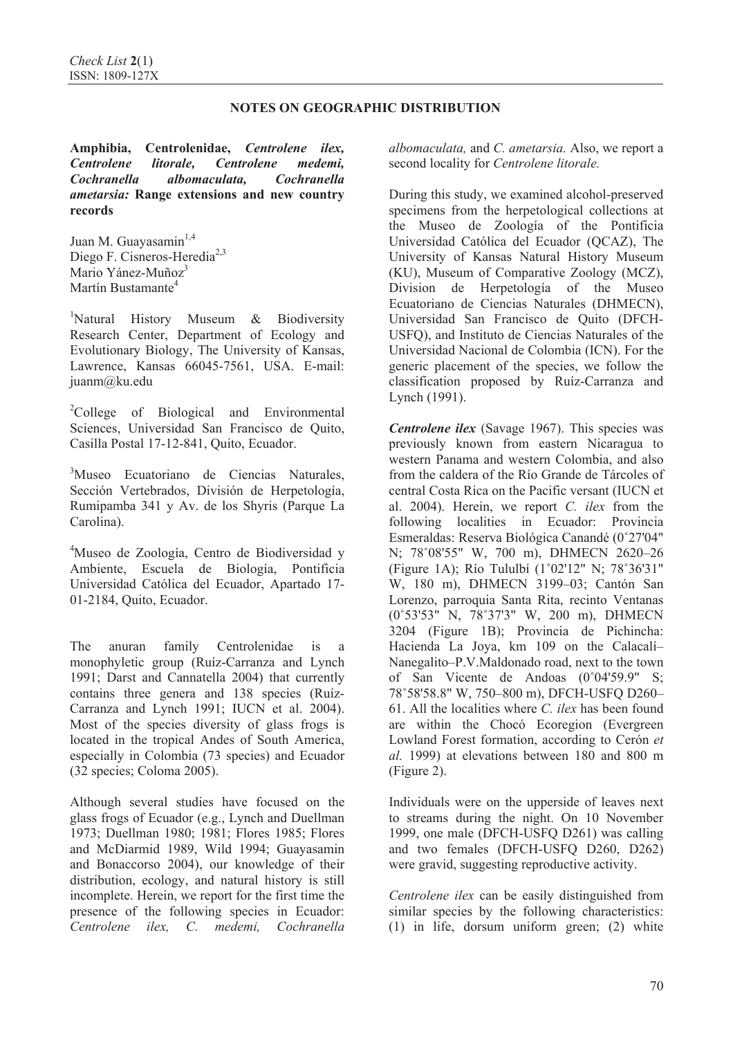## NOTES ON GEOGRAPHIC DISTRIBUTION

**Amphibia, Centrolenidae, *Centrolene ilex, Centrolene litorale, Centrolene medemi, Cochranella albomaculata, Cochranella ametarsia:* Range extensions and new country records**

Juan M. Guayasamin[1,4]
Diego F. Cisneros-Heredia[2,3]
Mario Yánez-Muñoz[3]
Martín Bustamante[4]

[1]Natural History Museum & Biodiversity Research Center, Department of Ecology and Evolutionary Biology, The University of Kansas, Lawrence, Kansas 66045-7561, USA. E-mail: juanm@ku.edu

[2]College of Biological and Environmental Sciences, Universidad San Francisco de Quito, Casilla Postal 17-12-841, Quito, Ecuador.

[3]Museo Ecuatoriano de Ciencias Naturales, Sección Vertebrados, División de Herpetología, Rumipamba 341 y Av. de los Shyris (Parque La Carolina).

[4]Museo de Zoología, Centro de Biodiversidad y Ambiente, Escuela de Biología, Pontificia Universidad Católica del Ecuador, Apartado 17-01-2184, Quito, Ecuador.

The anuran family Centrolenidae is a monophyletic group (Ruíz-Carranza and Lynch 1991; Darst and Cannatella 2004) that currently contains three genera and 138 species (Ruíz-Carranza and Lynch 1991; IUCN et al. 2004). Most of the species diversity of glass frogs is located in the tropical Andes of South America, especially in Colombia (73 species) and Ecuador (32 species; Coloma 2005).

Although several studies have focused on the glass frogs of Ecuador (e.g., Lynch and Duellman 1973; Duellman 1980; 1981; Flores 1985; Flores and McDiarmid 1989, Wild 1994; Guayasamin and Bonaccorso 2004), our knowledge of their distribution, ecology, and natural history is still incomplete. Herein, we report for the first time the presence of the following species in Ecuador: *Centrolene ilex, C. medemi, Cochranella albomaculata,* and *C. ametarsia.* Also, we report a second locality for *Centrolene litorale.*

During this study, we examined alcohol-preserved specimens from the herpetological collections at the Museo de Zoología of the Pontificia Universidad Católica del Ecuador (QCAZ), The University of Kansas Natural History Museum (KU), Museum of Comparative Zoology (MCZ), Division de Herpetología of the Museo Ecuatoriano de Ciencias Naturales (DHMECN), Universidad San Francisco de Quito (DFCH-USFQ), and Instituto de Ciencias Naturales of the Universidad Nacional de Colombia (ICN). For the generic placement of the species, we follow the classification proposed by Ruíz-Carranza and Lynch (1991).

***Centrolene ilex*** (Savage 1967). This species was previously known from eastern Nicaragua to western Panama and western Colombia, and also from the caldera of the Río Grande de Tárcoles of central Costa Rica on the Pacific versant (IUCN et al. 2004). Herein, we report *C. ilex* from the following localities in Ecuador: Provincia Esmeraldas: Reserva Biológica Canandé (0˚27'04" N; 78˚08'55" W, 700 m), DHMECN 2620–26 (Figure 1A); Río Tululbí (1˚02'12" N; 78˚36'31" W, 180 m), DHMECN 3199–03; Cantón San Lorenzo, parroquia Santa Rita, recinto Ventanas (0˚53'53" N, 78˚37'3" W, 200 m), DHMECN 3204 (Figure 1B); Provincia de Pichincha: Hacienda La Joya, km 109 on the Calacalí–Nanegalito–P.V.Maldonado road, next to the town of San Vicente de Andoas (0˚04'59.9" S; 78˚58'58.8" W, 750–800 m), DFCH-USFQ D260–61. All the localities where *C. ilex* has been found are within the Chocó Ecoregion (Evergreen Lowland Forest formation, according to Cerón *et al.* 1999) at elevations between 180 and 800 m (Figure 2).

Individuals were on the upperside of leaves next to streams during the night. On 10 November 1999, one male (DFCH-USFQ D261) was calling and two females (DFCH-USFQ D260, D262) were gravid, suggesting reproductive activity.

*Centrolene ilex* can be easily distinguished from similar species by the following characteristics: (1) in life, dorsum uniform green; (2) white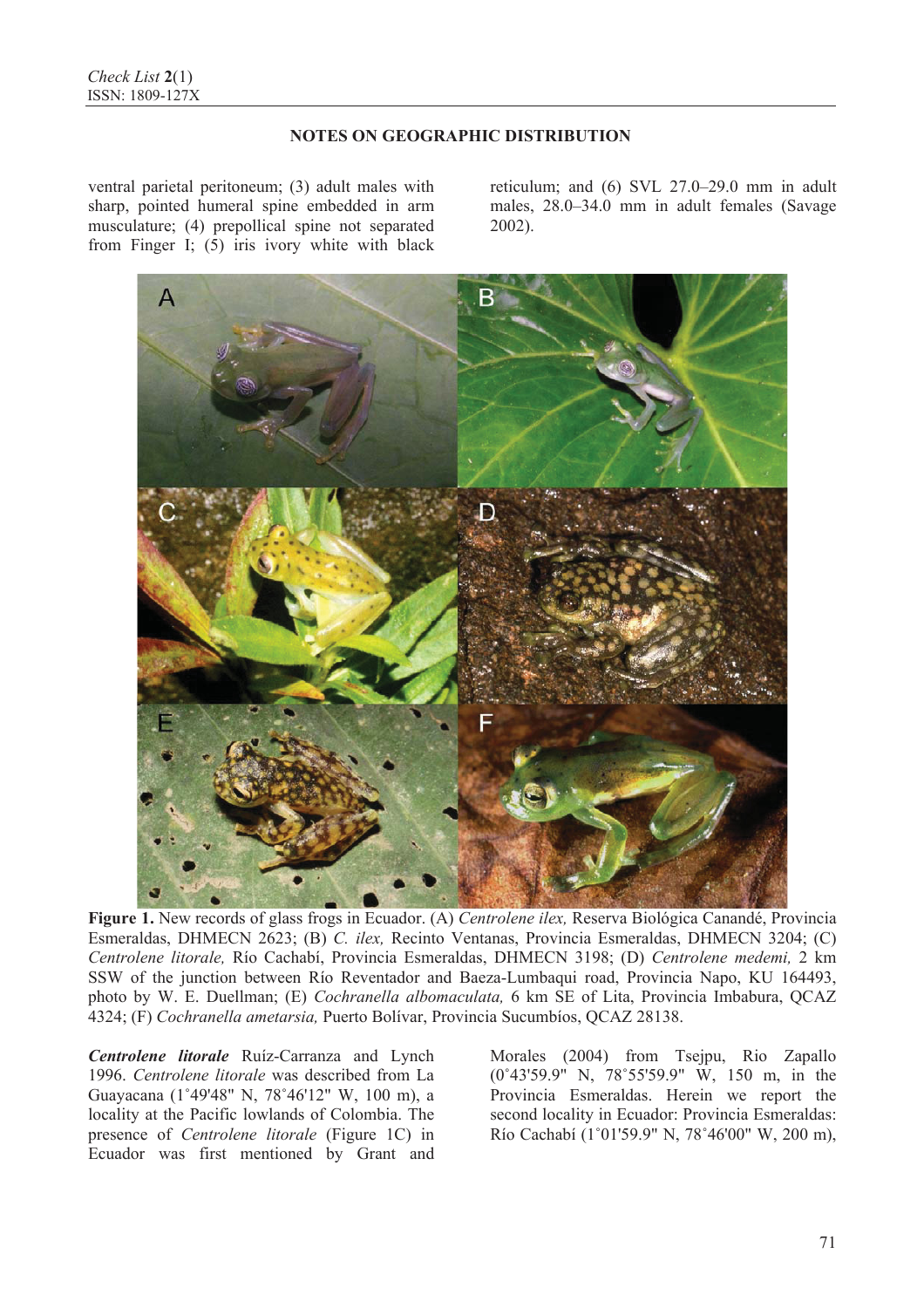ventral parietal peritoneum; (3) adult males with sharp, pointed humeral spine embedded in arm musculature; (4) prepollical spine not separated from Finger I; (5) iris ivory white with black reticulum; and (6) SVL 27.0–29.0 mm in adult males, 28.0–34.0 mm in adult females (Savage 2002).

**Figure 1.** New records of glass frogs in Ecuador. (A) *Centrolene ilex,* Reserva Biológica Canandé, Provincia Esmeraldas, DHMECN 2623; (B) *C. ilex,* Recinto Ventanas, Provincia Esmeraldas, DHMECN 3204; (C) *Centrolene litorale,* Río Cachabí, Provincia Esmeraldas, DHMECN 3198; (D) *Centrolene medemi,* 2 km SSW of the junction between Río Reventador and Baeza-Lumbaqui road, Provincia Napo, KU 164493, photo by W. E. Duellman; (E) *Cochranella albomaculata,* 6 km SE of Lita, Provincia Imbabura, QCAZ 4324; (F) *Cochranella ametarsia,* Puerto Bolívar, Provincia Sucumbíos, QCAZ 28138.

***Centrolene litorale*** Ruíz-Carranza and Lynch 1996. *Centrolene litorale* was described from La Guayacana (1˚49'48" N, 78˚46'12" W, 100 m), a locality at the Pacific lowlands of Colombia. The presence of *Centrolene litorale* (Figure 1C) in Ecuador was first mentioned by Grant and Morales (2004) from Tsejpu, Rio Zapallo (0˚43'59.9" N, 78˚55'59.9" W, 150 m, in the Provincia Esmeraldas. Herein we report the second locality in Ecuador: Provincia Esmeraldas: Río Cachabí (1˚01'59.9" N, 78˚46'00" W, 200 m),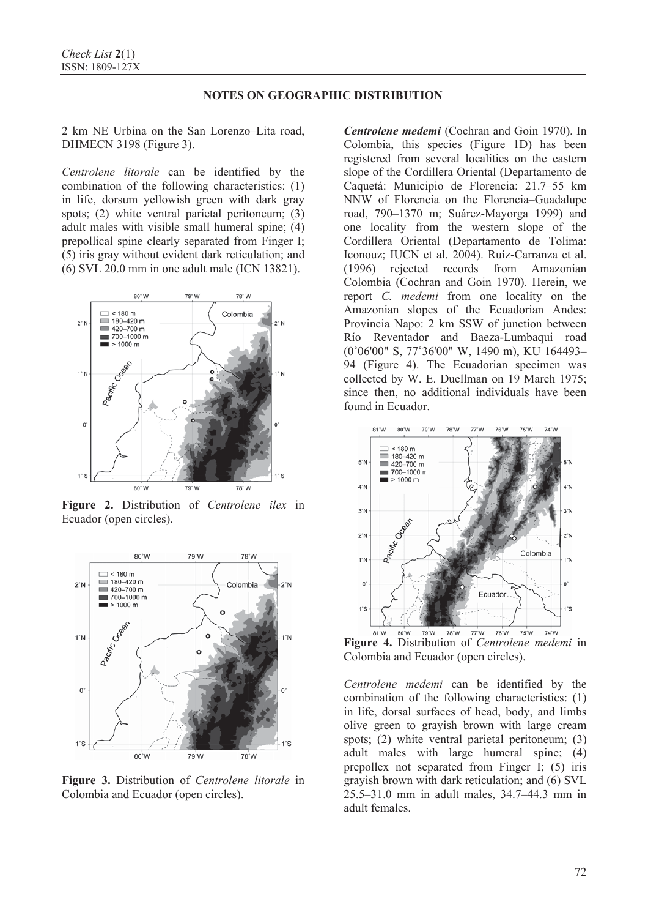2 km NE Urbina on the San Lorenzo–Lita road, DHMECN 3198 (Figure 3).

*Centrolene litorale* can be identified by the combination of the following characteristics: (1) in life, dorsum yellowish green with dark gray spots; (2) white ventral parietal peritoneum; (3) adult males with visible small humeral spine; (4) prepollical spine clearly separated from Finger I; (5) iris gray without evident dark reticulation; and (6) SVL 20.0 mm in one adult male (ICN 13821).

**Figure 2.** Distribution of *Centrolene ilex* in Ecuador (open circles).

**Figure 3.** Distribution of *Centrolene litorale* in Colombia and Ecuador (open circles).

***Centrolene medemi*** (Cochran and Goin 1970). In Colombia, this species (Figure 1D) has been registered from several localities on the eastern slope of the Cordillera Oriental (Departamento de Caquetá: Municipio de Florencia: 21.7–55 km NNW of Florencia on the Florencia–Guadalupe road, 790–1370 m; Suárez-Mayorga 1999) and one locality from the western slope of the Cordillera Oriental (Departamento de Tolima: Iconouz; IUCN et al. 2004). Ruíz-Carranza et al. (1996) rejected records from Amazonian Colombia (Cochran and Goin 1970). Herein, we report *C. medemi* from one locality on the Amazonian slopes of the Ecuadorian Andes: Provincia Napo: 2 km SSW of junction between Río Reventador and Baeza-Lumbaqui road (0˚06'00" S, 77˚36'00" W, 1490 m), KU 164493–94 (Figure 4). The Ecuadorian specimen was collected by W. E. Duellman on 19 March 1975; since then, no additional individuals have been found in Ecuador.

**Figure 4.** Distribution of *Centrolene medemi* in Colombia and Ecuador (open circles).

*Centrolene medemi* can be identified by the combination of the following characteristics: (1) in life, dorsal surfaces of head, body, and limbs olive green to grayish brown with large cream spots; (2) white ventral parietal peritoneum; (3) adult males with large humeral spine; (4) prepollex not separated from Finger I; (5) iris grayish brown with dark reticulation; and (6) SVL 25.5–31.0 mm in adult males, 34.7–44.3 mm in adult females.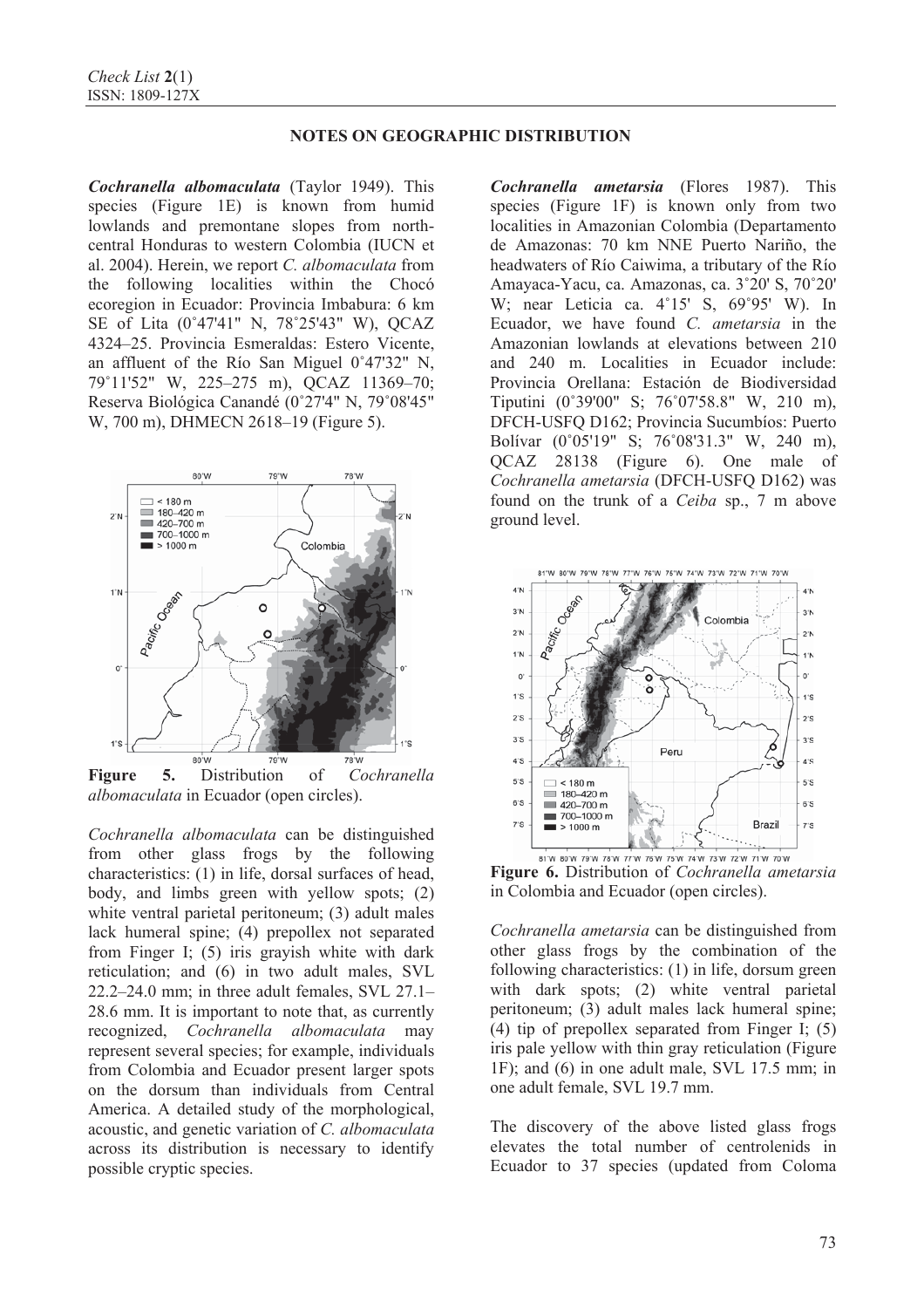## NOTES ON GEOGRAPHIC DISTRIBUTION

***Cochranella albomaculata*** **(Taylor 1949).** This species (Figure 1E) is known from humid lowlands and premontane slopes from north-central Honduras to western Colombia (IUCN et al. 2004). Herein, we report *C. albomaculata* from the following localities within the Chocó ecoregion in Ecuador: Provincia Imbabura: 6 km SE of Lita (0˚47'41" N, 78˚25'43" W), QCAZ 4324–25. Provincia Esmeraldas: Estero Vicente, an affluent of the Río San Miguel 0˚47'32" N, 79˚11'52" W, 225–275 m), QCAZ 11369–70; Reserva Biológica Canandé (0˚27'4" N, 79˚08'45" W, 700 m), DHMECN 2618–19 (Figure 5).

**Figure 5.** Distribution of *Cochranella albomaculata* in Ecuador (open circles).

*Cochranella albomaculata* can be distinguished from other glass frogs by the following characteristics: (1) in life, dorsal surfaces of head, body, and limbs green with yellow spots; (2) white ventral parietal peritoneum; (3) adult males lack humeral spine; (4) prepollex not separated from Finger I; (5) iris grayish white with dark reticulation; and (6) in two adult males, SVL 22.2–24.0 mm; in three adult females, SVL 27.1–28.6 mm. It is important to note that, as currently recognized, *Cochranella albomaculata* may represent several species; for example, individuals from Colombia and Ecuador present larger spots on the dorsum than individuals from Central America. A detailed study of the morphological, acoustic, and genetic variation of *C. albomaculata* across its distribution is necessary to identify possible cryptic species.

***Cochranella ametarsia*** **(Flores 1987).** This species (Figure 1F) is known only from two localities in Amazonian Colombia (Departamento de Amazonas: 70 km NNE Puerto Nariño, the headwaters of Río Caiwima, a tributary of the Río Amayaca-Yacu, ca. Amazonas, ca. 3˚20' S, 70˚20' W; near Leticia ca. 4˚15' S, 69˚95' W). In Ecuador, we have found *C. ametarsia* in the Amazonian lowlands at elevations between 210 and 240 m. Localities in Ecuador include: Provincia Orellana: Estación de Biodiversidad Tiputini (0˚39'00" S; 76˚07'58.8" W, 210 m), DFCH-USFQ D162; Provincia Sucumbíos: Puerto Bolívar (0˚05'19" S; 76˚08'31.3" W, 240 m), QCAZ 28138 (Figure 6). One male of *Cochranella ametarsia* (DFCH-USFQ D162) was found on the trunk of a *Ceiba* sp., 7 m above ground level.

**Figure 6.** Distribution of *Cochranella ametarsia* in Colombia and Ecuador (open circles).

*Cochranella ametarsia* can be distinguished from other glass frogs by the combination of the following characteristics: (1) in life, dorsum green with dark spots; (2) white ventral parietal peritoneum; (3) adult males lack humeral spine; (4) tip of prepollex separated from Finger I; (5) iris pale yellow with thin gray reticulation (Figure 1F); and (6) in one adult male, SVL 17.5 mm; in one adult female, SVL 19.7 mm.

The discovery of the above listed glass frogs elevates the total number of centrolenids in Ecuador to 37 species (updated from Coloma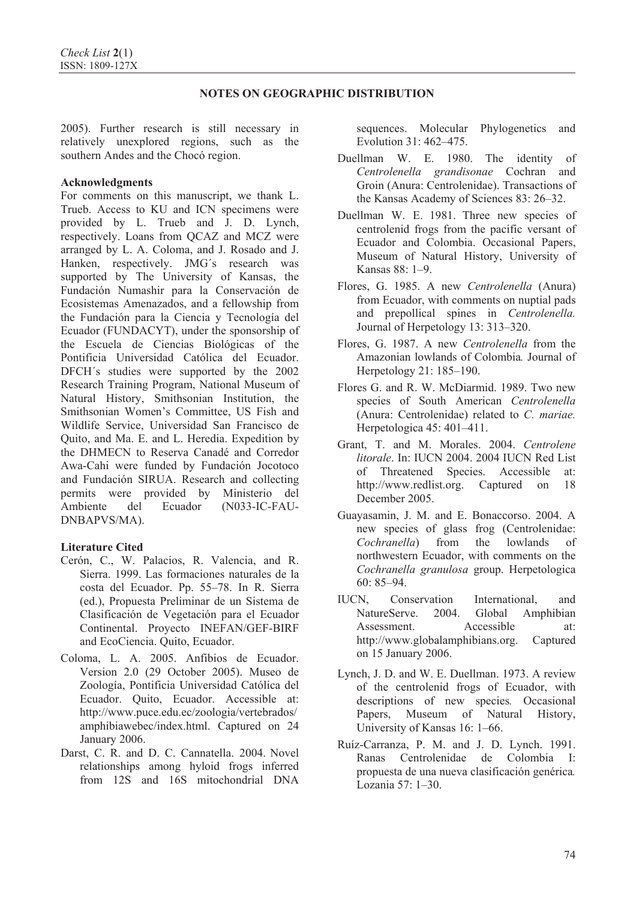2005). Further research is still necessary in relatively unexplored regions, such as the southern Andes and the Chocó region.

**Acknowledgments**

For comments on this manuscript, we thank L. Trueb. Access to KU and ICN specimens were provided by L. Trueb and J. D. Lynch, respectively. Loans from QCAZ and MCZ were arranged by L. A. Coloma, and J. Rosado and J. Hanken, respectively. JMG´s research was supported by The University of Kansas, the Fundación Numashir para la Conservación de Ecosistemas Amenazados, and a fellowship from the Fundación para la Ciencia y Tecnología del Ecuador (FUNDACYT), under the sponsorship of the Escuela de Ciencias Biológicas of the Pontificia Universidad Católica del Ecuador. DFCH´s studies were supported by the 2002 Research Training Program, National Museum of Natural History, Smithsonian Institution, the Smithsonian Women's Committee, US Fish and Wildlife Service, Universidad San Francisco de Quito, and Ma. E. and L. Heredia. Expedition by the DHMECN to Reserva Canadé and Corredor Awa-Cahi were funded by Fundación Jocotoco and Fundación SIRUA. Research and collecting permits were provided by Ministerio del Ambiente del Ecuador (N033-IC-FAU-DNBAPVS/MA).

**Literature Cited**

Cerón, C., W. Palacios, R. Valencia, and R. Sierra. 1999. Las formaciones naturales de la costa del Ecuador. Pp. 55–78. In R. Sierra (ed.), Propuesta Preliminar de un Sistema de Clasificación de Vegetación para el Ecuador Continental. Proyecto INEFAN/GEF-BIRF and EcoCiencia. Quito, Ecuador.

Coloma, L. A. 2005. Anfibios de Ecuador. Version 2.0 (29 October 2005). Museo de Zoología, Pontificia Universidad Católica del Ecuador. Quito, Ecuador. Accessible at: http://www.puce.edu.ec/zoologia/vertebrados/amphibiawebec/index.html. Captured on 24 January 2006.

Darst, C. R. and D. C. Cannatella. 2004. Novel relationships among hyloid frogs inferred from 12S and 16S mitochondrial DNA sequences. Molecular Phylogenetics and Evolution 31: 462–475.

Duellman W. E. 1980. The identity of *Centrolenella grandisonae* Cochran and Groin (Anura: Centrolenidae). Transactions of the Kansas Academy of Sciences 83: 26–32.

Duellman W. E. 1981. Three new species of centrolenid frogs from the pacific versant of Ecuador and Colombia. Occasional Papers, Museum of Natural History, University of Kansas 88: 1–9.

Flores, G. 1985. A new *Centrolenella* (Anura) from Ecuador, with comments on nuptial pads and prepollical spines in *Centrolenella.* Journal of Herpetology 13: 313–320.

Flores, G. 1987. A new *Centrolenella* from the Amazonian lowlands of Colombia*.* Journal of Herpetology 21: 185–190.

Flores G. and R. W. McDiarmid. 1989. Two new species of South American *Centrolenella* (Anura: Centrolenidae) related to *C. mariae.* Herpetologica 45: 401–411.

Grant, T. and M. Morales. 2004. *Centrolene litorale*. In: IUCN 2004. 2004 IUCN Red List of Threatened Species. Accessible at: http://www.redlist.org. Captured on 18 December 2005.

Guayasamin, J. M. and E. Bonaccorso. 2004. A new species of glass frog (Centrolenidae: *Cochranella*) from the lowlands of northwestern Ecuador, with comments on the *Cochranella granulosa* group. Herpetologica 60: 85–94.

IUCN, Conservation International, and NatureServe. 2004. Global Amphibian Assessment. Accessible at: http://www.globalamphibians.org. Captured on 15 January 2006.

Lynch, J. D. and W. E. Duellman. 1973. A review of the centrolenid frogs of Ecuador, with descriptions of new species*.* Occasional Papers, Museum of Natural History, University of Kansas 16: 1–66.

Ruíz-Carranza, P. M. and J. D. Lynch. 1991. Ranas Centrolenidae de Colombia I: propuesta de una nueva clasificación genérica*.* Lozania 57: 1–30.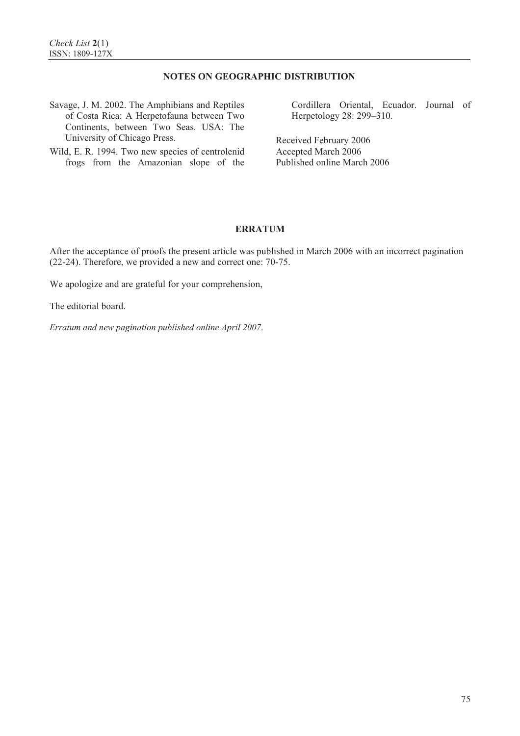## NOTES ON GEOGRAPHIC DISTRIBUTION

Savage, J. M. 2002. The Amphibians and Reptiles of Costa Rica: A Herpetofauna between Two Continents, between Two Seas. USA: The University of Chicago Press.

Wild, E. R. 1994. Two new species of centrolenid frogs from the Amazonian slope of the Cordillera Oriental, Ecuador. Journal of Herpetology 28: 299–310.

Received February 2006
Accepted March 2006
Published online March 2006

## ERRATUM

After the acceptance of proofs the present article was published in March 2006 with an incorrect pagination (22-24). Therefore, we provided a new and correct one: 70-75.

We apologize and are grateful for your comprehension,

The editorial board.

*Erratum and new pagination published online April 2007*.